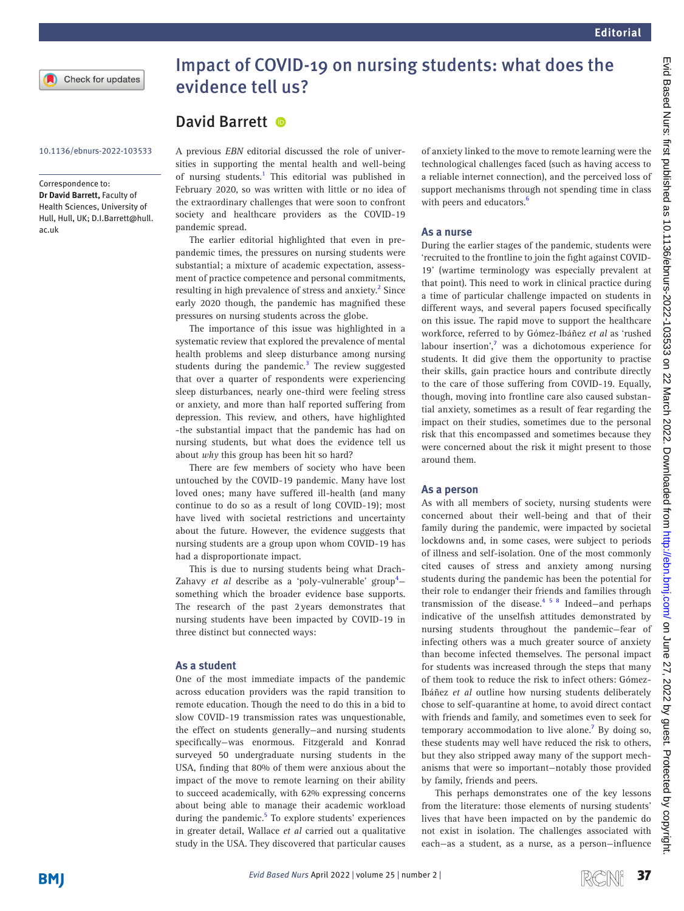# Impact of COVID-19 on nursing students: what does the evidence tell us?

## David Barrett

10.1136/ebnurs-2022-103533

Correspondence to: **Dr David Barrett**, Faculty of Health Sciences, University of Hull, Hull, UK; D.I.Barrett@hull.ac.uk

A previous *EBN* editorial discussed the role of universities in supporting the mental health and well-being of nursing students.[1] This editorial was published in February 2020, so was written with little or no idea of the extraordinary challenges that were soon to confront society and healthcare providers as the COVID-19 pandemic spread.

The earlier editorial highlighted that even in pre-pandemic times, the pressures on nursing students were substantial; a mixture of academic expectation, assessment of practice competence and personal commitments, resulting in high prevalence of stress and anxiety.[2] Since early 2020 though, the pandemic has magnified these pressures on nursing students across the globe.

The importance of this issue was highlighted in a systematic review that explored the prevalence of mental health problems and sleep disturbance among nursing students during the pandemic.[3] The review suggested that over a quarter of respondents were experiencing sleep disturbances, nearly one-third were feeling stress or anxiety, and more than half reported suffering from depression. This review, and others, have highlighted -the substantial impact that the pandemic has had on nursing students, but what does the evidence tell us about *why* this group has been hit so hard?

There are few members of society who have been untouched by the COVID-19 pandemic. Many have lost loved ones; many have suffered ill-health (and many continue to do so as a result of long COVID-19); most have lived with societal restrictions and uncertainty about the future. However, the evidence suggests that nursing students are a group upon whom COVID-19 has had a disproportionate impact.

This is due to nursing students being what Drach-Zahavy *et al* describe as a 'poly-vulnerable' group[4]—something which the broader evidence base supports. The research of the past 2 years demonstrates that nursing students have been impacted by COVID-19 in three distinct but connected ways:

### As a student

One of the most immediate impacts of the pandemic across education providers was the rapid transition to remote education. Though the need to do this in a bid to slow COVID-19 transmission rates was unquestionable, the effect on students generally—and nursing students specifically—was enormous. Fitzgerald and Konrad surveyed 50 undergraduate nursing students in the USA, finding that 80% of them were anxious about the impact of the move to remote learning on their ability to succeed academically, with 62% expressing concerns about being able to manage their academic workload during the pandemic.[5] To explore students' experiences in greater detail, Wallace *et al* carried out a qualitative study in the USA. They discovered that particular causes of anxiety linked to the move to remote learning were the technological challenges faced (such as having access to a reliable internet connection), and the perceived loss of support mechanisms through not spending time in class with peers and educators.[6]

### As a nurse

During the earlier stages of the pandemic, students were 'recruited to the frontline to join the fight against COVID-19' (wartime terminology was especially prevalent at that point). This need to work in clinical practice during a time of particular challenge impacted on students in different ways, and several papers focused specifically on this issue. The rapid move to support the healthcare workforce, referred to by Gómez-Ibáñez *et al* as 'rushed labour insertion',[7] was a dichotomous experience for students. It did give them the opportunity to practise their skills, gain practice hours and contribute directly to the care of those suffering from COVID-19. Equally, though, moving into frontline care also caused substantial anxiety, sometimes as a result of fear regarding the impact on their studies, sometimes due to the personal risk that this encompassed and sometimes because they were concerned about the risk it might present to those around them.

### As a person

As with all members of society, nursing students were concerned about their well-being and that of their family during the pandemic, were impacted by societal lockdowns and, in some cases, were subject to periods of illness and self-isolation. One of the most commonly cited causes of stress and anxiety among nursing students during the pandemic has been the potential for their role to endanger their friends and families through transmission of the disease.[4 5 8] Indeed—and perhaps indicative of the unselfish attitudes demonstrated by nursing students throughout the pandemic—fear of infecting others was a much greater source of anxiety than become infected themselves. The personal impact for students was increased through the steps that many of them took to reduce the risk to infect others: Gómez-Ibáñez *et al* outline how nursing students deliberately chose to self-quarantine at home, to avoid direct contact with friends and family, and sometimes even to seek for temporary accommodation to live alone.[7] By doing so, these students may well have reduced the risk to others, but they also stripped away many of the support mechanisms that were so important—notably those provided by family, friends and peers.

This perhaps demonstrates one of the key lessons from the literature: those elements of nursing students' lives that have been impacted on by the pandemic do not exist in isolation. The challenges associated with each—as a student, as a nurse, as a person—influence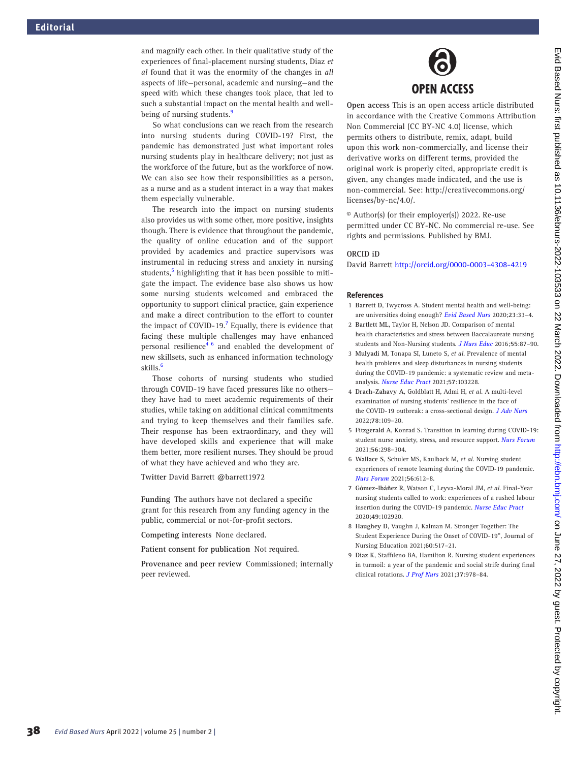and magnify each other. In their qualitative study of the experiences of final-placement nursing students, Diaz *et al* found that it was the enormity of the changes in *all* aspects of life—personal, academic and nursing—and the speed with which these changes took place, that led to such a substantial impact on the mental health and well-being of nursing students.[9]

So what conclusions can we reach from the research into nursing students during COVID-19? First, the pandemic has demonstrated just what important roles nursing students play in healthcare delivery; not just as the workforce of the future, but as the workforce of now. We can also see how their responsibilities as a person, as a nurse and as a student interact in a way that makes them especially vulnerable.

The research into the impact on nursing students also provides us with some other, more positive, insights though. There is evidence that throughout the pandemic, the quality of online education and of the support provided by academics and practice supervisors was instrumental in reducing stress and anxiety in nursing students,[5] highlighting that it has been possible to mitigate the impact. The evidence base also shows us how some nursing students welcomed and embraced the opportunity to support clinical practice, gain experience and make a direct contribution to the effort to counter the impact of COVID-19.[7] Equally, there is evidence that facing these multiple challenges may have enhanced personal resilience[4,6] and enabled the development of new skillsets, such as enhanced information technology skills.[6]

Those cohorts of nursing students who studied through COVID-19 have faced pressures like no others—they have had to meet academic requirements of their studies, while taking on additional clinical commitments and trying to keep themselves and their families safe. Their response has been extraordinary, and they will have developed skills and experience that will make them better, more resilient nurses. They should be proud of what they have achieved and who they are.

**Twitter** David Barrett @barrett1972

**Funding** The authors have not declared a specific grant for this research from any funding agency in the public, commercial or not-for-profit sectors.

**Competing interests** None declared.

**Patient consent for publication** Not required.

**Provenance and peer review** Commissioned; internally peer reviewed.

OPEN ACCESS

**Open access** This is an open access article distributed in accordance with the Creative Commons Attribution Non Commercial (CC BY-NC 4.0) license, which permits others to distribute, remix, adapt, build upon this work non-commercially, and license their derivative works on different terms, provided the original work is properly cited, appropriate credit is given, any changes made indicated, and the use is non-commercial. See: http://creativecommons.org/licenses/by-nc/4.0/.

© Author(s) (or their employer(s)) 2022. Re-use permitted under CC BY-NC. No commercial re-use. See rights and permissions. Published by BMJ.

**ORCID iD**

David Barrett http://orcid.org/0000-0003-4308-4219

## References

1. **Barrett D**, Twycross A. Student mental health and well-being: are universities doing enough? *Evid Based Nurs* 2020;**23**:33–4.
2. **Bartlett ML**, Taylor H, Nelson JD. Comparison of mental health characteristics and stress between Baccalaureate nursing students and Non-Nursing students. *J Nurs Educ* 2016;**55**:87–90.
3. **Mulyadi M**, Tonapa SI, Luneto S, *et al*. Prevalence of mental health problems and sleep disturbances in nursing students during the COVID-19 pandemic: a systematic review and meta-analysis. *Nurse Educ Pract* 2021;**57**:103228.
4. **Drach-Zahavy A**, Goldblatt H, Admi H, *et al*. A multi-level examination of nursing students' resilience in the face of the COVID-19 outbreak: a cross-sectional design. *J Adv Nurs* 2022;**78**:109–20.
5. **Fitzgerald A**, Konrad S. Transition in learning during COVID-19: student nurse anxiety, stress, and resource support. *Nurs Forum* 2021;**56**:298–304.
6. **Wallace S**, Schuler MS, Kaulback M, *et al*. Nursing student experiences of remote learning during the COVID-19 pandemic. *Nurs Forum* 2021;**56**:612–8.
7. **Gómez-Ibáñez R**, Watson C, Leyva-Moral JM, *et al*. Final-Year nursing students called to work: experiences of a rushed labour insertion during the COVID-19 pandemic. *Nurse Educ Pract* 2020;**49**:102920.
8. **Haughey D**, Vaughn J, Kalman M. Stronger Together: The Student Experience During the Onset of COVID-19", Journal of Nursing Education 2021;**60**:517–21.
9. **Diaz K**, Staffileno BA, Hamilton R. Nursing student experiences in turmoil: a year of the pandemic and social strife during final clinical rotations. *J Prof Nurs* 2021;**37**:978–84.